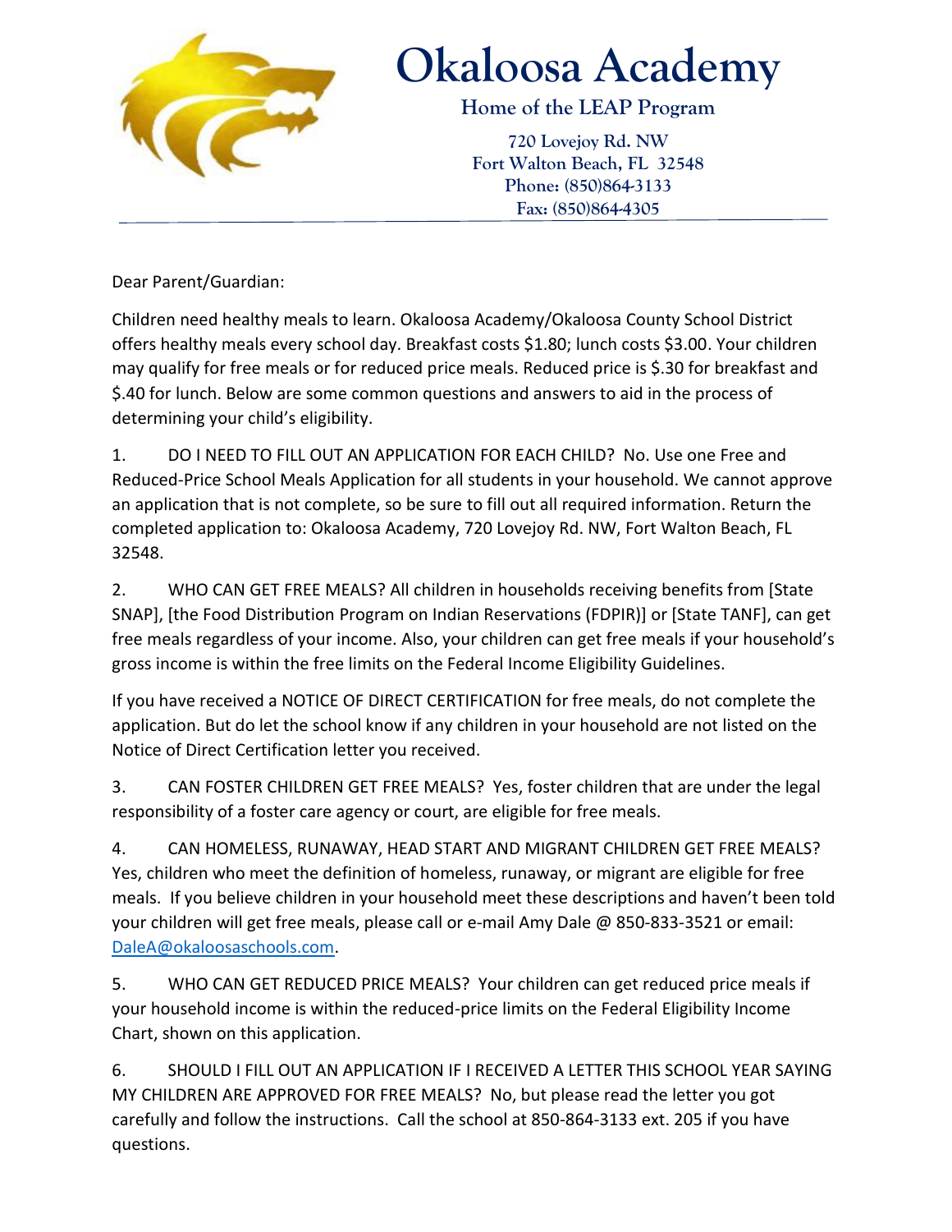# Okaloosa Academy

**Home of the LEAP Program**

720 Lovejoy Rd. NW
Fort Walton Beach, FL 32548
Phone: (850)864-3133
Fax: (850)864-4305

---

Dear Parent/Guardian:

Children need healthy meals to learn. Okaloosa Academy/Okaloosa County School District offers healthy meals every school day. Breakfast costs $1.80; lunch costs $3.00. Your children may qualify for free meals or for reduced price meals. Reduced price is $.30 for breakfast and $.40 for lunch. Below are some common questions and answers to aid in the process of determining your child's eligibility.

1. DO I NEED TO FILL OUT AN APPLICATION FOR EACH CHILD? No. Use one Free and Reduced-Price School Meals Application for all students in your household. We cannot approve an application that is not complete, so be sure to fill out all required information. Return the completed application to: Okaloosa Academy, 720 Lovejoy Rd. NW, Fort Walton Beach, FL 32548.

2. WHO CAN GET FREE MEALS? All children in households receiving benefits from [State SNAP], [the Food Distribution Program on Indian Reservations (FDPIR)] or [State TANF], can get free meals regardless of your income. Also, your children can get free meals if your household's gross income is within the free limits on the Federal Income Eligibility Guidelines.

If you have received a NOTICE OF DIRECT CERTIFICATION for free meals, do not complete the application. But do let the school know if any children in your household are not listed on the Notice of Direct Certification letter you received.

3. CAN FOSTER CHILDREN GET FREE MEALS? Yes, foster children that are under the legal responsibility of a foster care agency or court, are eligible for free meals.

4. CAN HOMELESS, RUNAWAY, HEAD START AND MIGRANT CHILDREN GET FREE MEALS? Yes, children who meet the definition of homeless, runaway, or migrant are eligible for free meals. If you believe children in your household meet these descriptions and haven't been told your children will get free meals, please call or e-mail Amy Dale @ 850-833-3521 or email: DaleA@okaloosaschools.com.

5. WHO CAN GET REDUCED PRICE MEALS? Your children can get reduced price meals if your household income is within the reduced-price limits on the Federal Eligibility Income Chart, shown on this application.

6. SHOULD I FILL OUT AN APPLICATION IF I RECEIVED A LETTER THIS SCHOOL YEAR SAYING MY CHILDREN ARE APPROVED FOR FREE MEALS? No, but please read the letter you got carefully and follow the instructions. Call the school at 850-864-3133 ext. 205 if you have questions.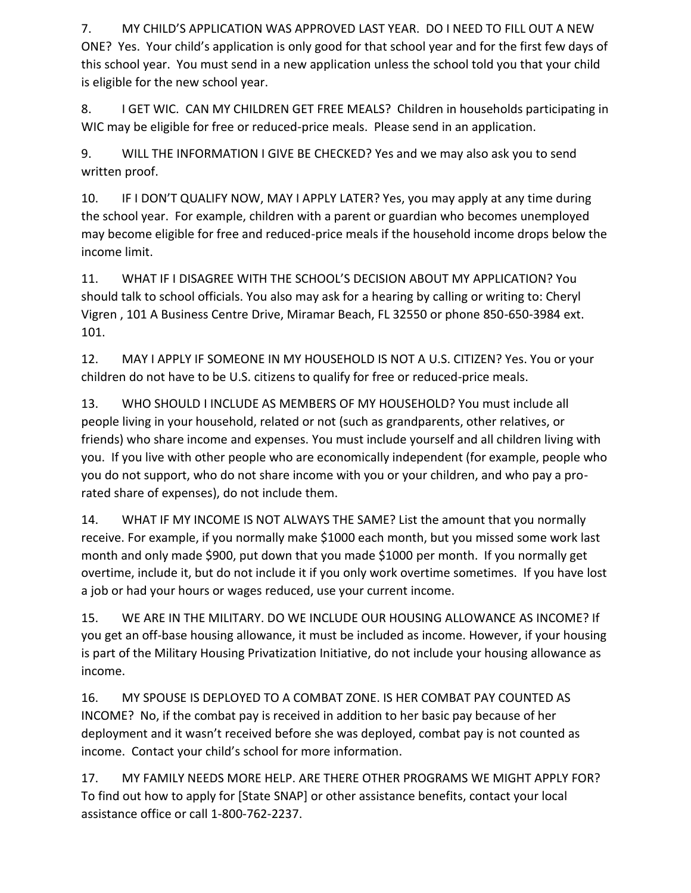7. MY CHILD'S APPLICATION WAS APPROVED LAST YEAR. DO I NEED TO FILL OUT A NEW ONE? Yes. Your child's application is only good for that school year and for the first few days of this school year. You must send in a new application unless the school told you that your child is eligible for the new school year.

8. I GET WIC. CAN MY CHILDREN GET FREE MEALS? Children in households participating in WIC may be eligible for free or reduced-price meals. Please send in an application.

9. WILL THE INFORMATION I GIVE BE CHECKED? Yes and we may also ask you to send written proof.

10. IF I DON'T QUALIFY NOW, MAY I APPLY LATER? Yes, you may apply at any time during the school year. For example, children with a parent or guardian who becomes unemployed may become eligible for free and reduced-price meals if the household income drops below the income limit.

11. WHAT IF I DISAGREE WITH THE SCHOOL'S DECISION ABOUT MY APPLICATION? You should talk to school officials. You also may ask for a hearing by calling or writing to: Cheryl Vigren , 101 A Business Centre Drive, Miramar Beach, FL 32550 or phone 850-650-3984 ext. 101.

12. MAY I APPLY IF SOMEONE IN MY HOUSEHOLD IS NOT A U.S. CITIZEN? Yes. You or your children do not have to be U.S. citizens to qualify for free or reduced-price meals.

13. WHO SHOULD I INCLUDE AS MEMBERS OF MY HOUSEHOLD? You must include all people living in your household, related or not (such as grandparents, other relatives, or friends) who share income and expenses. You must include yourself and all children living with you. If you live with other people who are economically independent (for example, people who you do not support, who do not share income with you or your children, and who pay a pro-rated share of expenses), do not include them.

14. WHAT IF MY INCOME IS NOT ALWAYS THE SAME? List the amount that you normally receive. For example, if you normally make $1000 each month, but you missed some work last month and only made $900, put down that you made $1000 per month. If you normally get overtime, include it, but do not include it if you only work overtime sometimes. If you have lost a job or had your hours or wages reduced, use your current income.

15. WE ARE IN THE MILITARY. DO WE INCLUDE OUR HOUSING ALLOWANCE AS INCOME? If you get an off-base housing allowance, it must be included as income. However, if your housing is part of the Military Housing Privatization Initiative, do not include your housing allowance as income.

16. MY SPOUSE IS DEPLOYED TO A COMBAT ZONE. IS HER COMBAT PAY COUNTED AS INCOME? No, if the combat pay is received in addition to her basic pay because of her deployment and it wasn't received before she was deployed, combat pay is not counted as income. Contact your child's school for more information.

17. MY FAMILY NEEDS MORE HELP. ARE THERE OTHER PROGRAMS WE MIGHT APPLY FOR? To find out how to apply for [State SNAP] or other assistance benefits, contact your local assistance office or call 1-800-762-2237.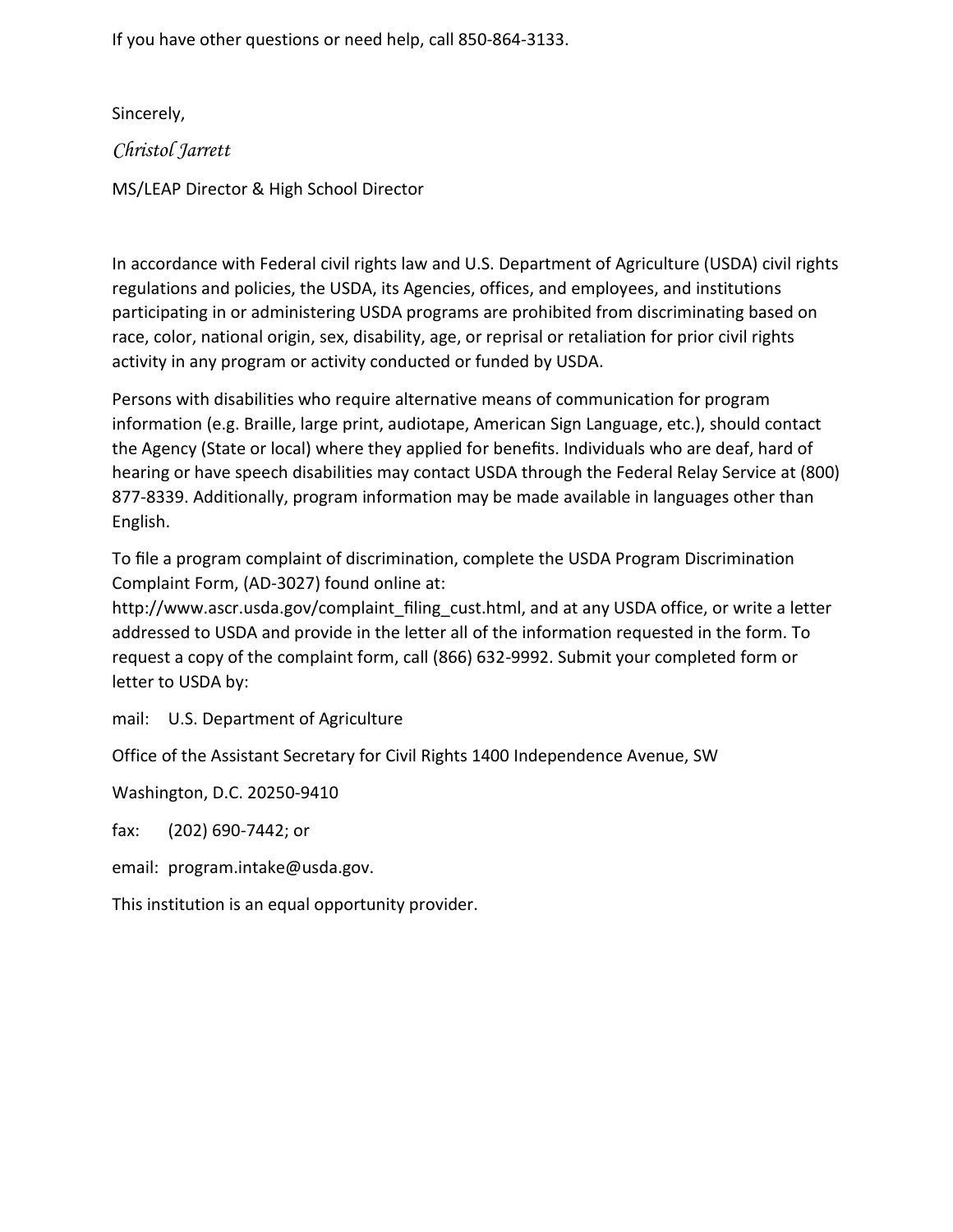If you have other questions or need help, call 850-864-3133.

Sincerely,

*Christol Jarrett*

MS/LEAP Director & High School Director

In accordance with Federal civil rights law and U.S. Department of Agriculture (USDA) civil rights regulations and policies, the USDA, its Agencies, offices, and employees, and institutions participating in or administering USDA programs are prohibited from discriminating based on race, color, national origin, sex, disability, age, or reprisal or retaliation for prior civil rights activity in any program or activity conducted or funded by USDA.

Persons with disabilities who require alternative means of communication for program information (e.g. Braille, large print, audiotape, American Sign Language, etc.), should contact the Agency (State or local) where they applied for benefits. Individuals who are deaf, hard of hearing or have speech disabilities may contact USDA through the Federal Relay Service at (800) 877-8339. Additionally, program information may be made available in languages other than English.

To file a program complaint of discrimination, complete the USDA Program Discrimination Complaint Form, (AD-3027) found online at: http://www.ascr.usda.gov/complaint_filing_cust.html, and at any USDA office, or write a letter addressed to USDA and provide in the letter all of the information requested in the form. To request a copy of the complaint form, call (866) 632-9992. Submit your completed form or letter to USDA by:

mail: U.S. Department of Agriculture

Office of the Assistant Secretary for Civil Rights 1400 Independence Avenue, SW

Washington, D.C. 20250-9410

fax: (202) 690-7442; or

email: program.intake@usda.gov.

This institution is an equal opportunity provider.